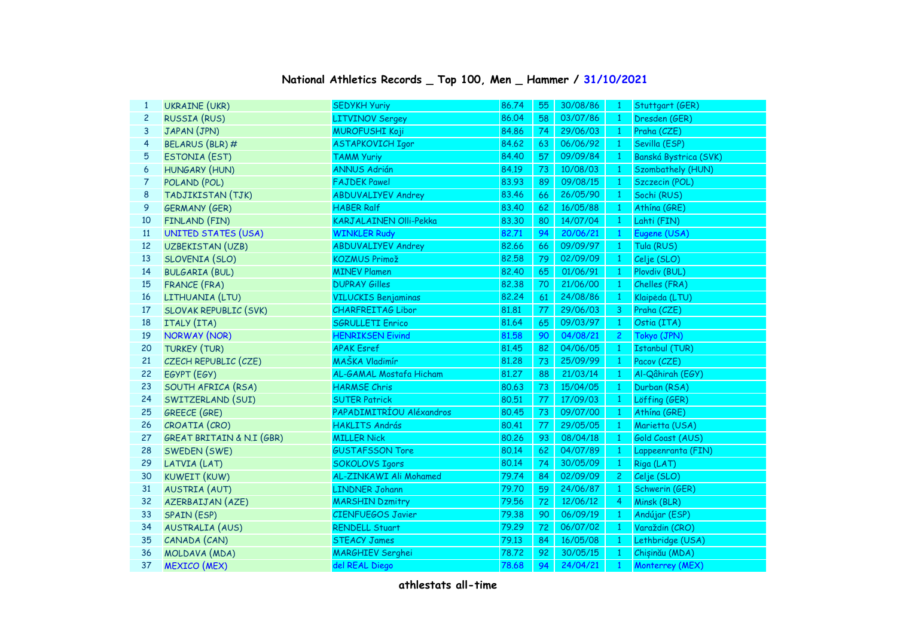# National Athletics Records _ Top 100, Men _ Hammer / 31/10/2021

| | | | | | | | |
|---|---|---|---|---|---|---|---|
| 1 | UKRAINE (UKR) | SEDYKH Yuriy | 86.74 | 55 | 30/08/86 | 1 | Stuttgart (GER) |
| 2 | RUSSIA (RUS) | LITVINOV Sergey | 86.04 | 58 | 03/07/86 | 1 | Dresden (GER) |
| 3 | JAPAN (JPN) | MUROFUSHI Koji | 84.86 | 74 | 29/06/03 | 1 | Praha (CZE) |
| 4 | BELARUS (BLR) # | ASTAPKOVICH Igor | 84.62 | 63 | 06/06/92 | 1 | Sevilla (ESP) |
| 5 | ESTONIA (EST) | TAMM Yuriy | 84.40 | 57 | 09/09/84 | 1 | Banská Bystrica (SVK) |
| 6 | HUNGARY (HUN) | ANNUS Adrián | 84.19 | 73 | 10/08/03 | 1 | Szombathely (HUN) |
| 7 | POLAND (POL) | FAJDEK Pawel | 83.93 | 89 | 09/08/15 | 1 | Szczecin (POL) |
| 8 | TADJIKISTAN (TJK) | ABDUVALIYEV Andrey | 83.46 | 66 | 26/05/90 | 1 | Sochi (RUS) |
| 9 | GERMANY (GER) | HABER Ralf | 83.40 | 62 | 16/05/88 | 1 | Athína (GRE) |
| 10 | FINLAND (FIN) | KARJALAINEN Olli-Pekka | 83.30 | 80 | 14/07/04 | 1 | Lahti (FIN) |
| 11 | UNITED STATES (USA) | WINKLER Rudy | 82.71 | 94 | 20/06/21 | 1 | Eugene (USA) |
| 12 | UZBEKISTAN (UZB) | ABDUVALIYEV Andrey | 82.66 | 66 | 09/09/97 | 1 | Tula (RUS) |
| 13 | SLOVENIA (SLO) | KOZMUS Primož | 82.58 | 79 | 02/09/09 | 1 | Celje (SLO) |
| 14 | BULGARIA (BUL) | MINEV Plamen | 82.40 | 65 | 01/06/91 | 1 | Plovdiv (BUL) |
| 15 | FRANCE (FRA) | DUPRAY Gilles | 82.38 | 70 | 21/06/00 | 1 | Chelles (FRA) |
| 16 | LITHUANIA (LTU) | VILUCKIS Benjaminas | 82.24 | 61 | 24/08/86 | 1 | Klaipėda (LTU) |
| 17 | SLOVAK REPUBLIC (SVK) | CHARFREITAG Libor | 81.81 | 77 | 29/06/03 | 3 | Praha (CZE) |
| 18 | ITALY (ITA) | SGRULLETI Enrico | 81.64 | 65 | 09/03/97 | 1 | Ostia (ITA) |
| 19 | NORWAY (NOR) | HENRIKSEN Eivind | 81.58 | 90 | 04/08/21 | 2 | Tokyo (JPN) |
| 20 | TURKEY (TUR) | APAK Esref | 81.45 | 82 | 04/06/05 | 1 | Istanbul (TUR) |
| 21 | CZECH REPUBLIC (CZE) | MAŠKA Vladimír | 81.28 | 73 | 25/09/99 | 1 | Pacov (CZE) |
| 22 | EGYPT (EGY) | AL-GAMAL Mostafa Hicham | 81.27 | 88 | 21/03/14 | 1 | Al-Qâhirah (EGY) |
| 23 | SOUTH AFRICA (RSA) | HARMSE Chris | 80.63 | 73 | 15/04/05 | 1 | Durban (RSA) |
| 24 | SWITZERLAND (SUI) | SUTER Patrick | 80.51 | 77 | 17/09/03 | 1 | Löffing (GER) |
| 25 | GREECE (GRE) | PAPADIMITRÍOU Aléxandros | 80.45 | 73 | 09/07/00 | 1 | Athína (GRE) |
| 26 | CROATIA (CRO) | HAKLITS András | 80.41 | 77 | 29/05/05 | 1 | Marietta (USA) |
| 27 | GREAT BRITAIN & N.I (GBR) | MILLER Nick | 80.26 | 93 | 08/04/18 | 1 | Gold Coast (AUS) |
| 28 | SWEDEN (SWE) | GUSTAFSSON Tore | 80.14 | 62 | 04/07/89 | 1 | Lappeenranta (FIN) |
| 29 | LATVIA (LAT) | SOKOLOVS Igors | 80.14 | 74 | 30/05/09 | 1 | Riga (LAT) |
| 30 | KUWEIT (KUW) | AL-ZINKAWI Ali Mohamed | 79.74 | 84 | 02/09/09 | 2 | Celje (SLO) |
| 31 | AUSTRIA (AUT) | LINDNER Johann | 79.70 | 59 | 24/06/87 | 1 | Schwerin (GER) |
| 32 | AZERBAIJAN (AZE) | MARSHIN Dzmitry | 79.56 | 72 | 12/06/12 | 4 | Minsk (BLR) |
| 33 | SPAIN (ESP) | CIENFUEGOS Javier | 79.38 | 90 | 06/09/19 | 1 | Andújar (ESP) |
| 34 | AUSTRALIA (AUS) | RENDELL Stuart | 79.29 | 72 | 06/07/02 | 1 | Varaždin (CRO) |
| 35 | CANADA (CAN) | STEACY James | 79.13 | 84 | 16/05/08 | 1 | Lethbridge (USA) |
| 36 | MOLDAVA (MDA) | MARGHIEV Serghei | 78.72 | 92 | 30/05/15 | 1 | Chişinău (MDA) |
| 37 | MEXICO (MEX) | del REAL Diego | 78.68 | 94 | 24/04/21 | 1 | Monterrey (MEX) |

athlestats all-time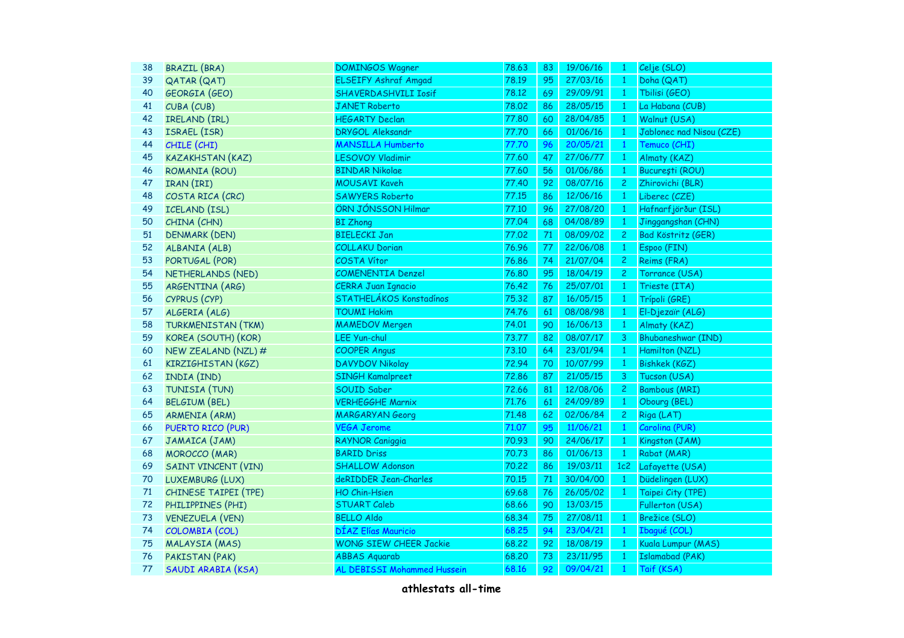| 38 | BRAZIL (BRA) | DOMINGOS Wagner | 78.63 | 83 | 19/06/16 | 1 | Celje (SLO) |
|---|---|---|---|---|---|---|---|
| 39 | QATAR (QAT) | ELSEIFY Ashraf Amgad | 78.19 | 95 | 27/03/16 | 1 | Doha (QAT) |
| 40 | GEORGIA (GEO) | SHAVERDASHVILI Iosif | 78.12 | 69 | 29/09/91 | 1 | Tbilisi (GEO) |
| 41 | CUBA (CUB) | JANET Roberto | 78.02 | 86 | 28/05/15 | 1 | La Habana (CUB) |
| 42 | IRELAND (IRL) | HEGARTY Declan | 77.80 | 60 | 28/04/85 | 1 | Walnut (USA) |
| 43 | ISRAEL (ISR) | DRYGOL Aleksandr | 77.70 | 66 | 01/06/16 | 1 | Jablonec nad Nisou (CZE) |
| 44 | CHILE (CHI) | MANSILLA Humberto | 77.70 | 96 | 20/05/21 | 1 | Temuco (CHI) |
| 45 | KAZAKHSTAN (KAZ) | LESOVOY Vladimir | 77.60 | 47 | 27/06/77 | 1 | Almaty (KAZ) |
| 46 | ROMANIA (ROU) | BINDAR Nikolae | 77.60 | 56 | 01/06/86 | 1 | Bucureşti (ROU) |
| 47 | IRAN (IRI) | MOUSAVI Kaveh | 77.40 | 92 | 08/07/16 | 2 | Zhirovichi (BLR) |
| 48 | COSTA RICA (CRC) | SAWYERS Roberto | 77.15 | 86 | 12/06/16 | 1 | Liberec (CZE) |
| 49 | ICELAND (ISL) | ÖRN JÓNSSON Hilmar | 77.10 | 96 | 27/08/20 | 1 | Hafnarfjörður (ISL) |
| 50 | CHINA (CHN) | BI Zhong | 77.04 | 68 | 04/08/89 | 1 | Jinggangshan (CHN) |
| 51 | DENMARK (DEN) | BIELECKI Jan | 77.02 | 71 | 08/09/02 | 2 | Bad Köstritz (GER) |
| 52 | ALBANIA (ALB) | COLLAKU Dorian | 76.96 | 77 | 22/06/08 | 1 | Espoo (FIN) |
| 53 | PORTUGAL (POR) | COSTA Vítor | 76.86 | 74 | 21/07/04 | 2 | Reims (FRA) |
| 54 | NETHERLANDS (NED) | COMENENTIA Denzel | 76.80 | 95 | 18/04/19 | 2 | Torrance (USA) |
| 55 | ARGENTINA (ARG) | CERRA Juan Ignacio | 76.42 | 76 | 25/07/01 | 1 | Trieste (ITA) |
| 56 | CYPRUS (CYP) | STATHELÁKOS Konstadínos | 75.32 | 87 | 16/05/15 | 1 | Trípoli (GRE) |
| 57 | ALGERIA (ALG) | TOUMI Hakim | 74.76 | 61 | 08/08/98 | 1 | El-Djezaïr (ALG) |
| 58 | TURKMENISTAN (TKM) | MAMEDOV Mergen | 74.01 | 90 | 16/06/13 | 1 | Almaty (KAZ) |
| 59 | KOREA (SOUTH) (KOR) | LEE Yun-chul | 73.77 | 82 | 08/07/17 | 3 | Bhubaneshwar (IND) |
| 60 | NEW ZEALAND (NZL) # | COOPER Angus | 73.10 | 64 | 23/01/94 | 1 | Hamilton (NZL) |
| 61 | KIRZIGHISTAN (KGZ) | DAVYDOV Nikolay | 72.94 | 70 | 10/07/99 | 1 | Bishkek (KGZ) |
| 62 | INDIA (IND) | SINGH Kamalpreet | 72.86 | 87 | 21/05/15 | 3 | Tucson (USA) |
| 63 | TUNISIA (TUN) | SOUID Saber | 72.66 | 81 | 12/08/06 | 2 | Bambous (MRI) |
| 64 | BELGIUM (BEL) | VERHEGGHE Marnix | 71.76 | 61 | 24/09/89 | 1 | Obourg (BEL) |
| 65 | ARMENIA (ARM) | MARGARYAN Georg | 71.48 | 62 | 02/06/84 | 2 | Riga (LAT) |
| 66 | PUERTO RICO (PUR) | VEGA Jerome | 71.07 | 95 | 11/06/21 | 1 | Carolina (PUR) |
| 67 | JAMAICA (JAM) | RAYNOR Caniggia | 70.93 | 90 | 24/06/17 | 1 | Kingston (JAM) |
| 68 | MOROCCO (MAR) | BARID Driss | 70.73 | 86 | 01/06/13 | 1 | Rabat (MAR) |
| 69 | SAINT VINCENT (VIN) | SHALLOW Adonson | 70.22 | 86 | 19/03/11 | 1c2 | Lafayette (USA) |
| 70 | LUXEMBURG (LUX) | deRIDDER Jean-Charles | 70.15 | 71 | 30/04/00 | 1 | Düdelingen (LUX) |
| 71 | CHINESE TAIPEI (TPE) | HO Chin-Hsien | 69.68 | 76 | 26/05/02 | 1 | Taipei City (TPE) |
| 72 | PHILIPPINES (PHI) | STUART Caleb | 68.66 | 90 | 13/03/15 | | Fullerton (USA) |
| 73 | VENEZUELA (VEN) | BELLO Aldo | 68.34 | 75 | 27/08/11 | 1 | Brežice (SLO) |
| 74 | COLOMBIA (COL) | DÍAZ Elías Mauricio | 68.25 | 94 | 23/04/21 | 1 | Ibagué (COL) |
| 75 | MALAYSIA (MAS) | WONG SIEW CHEER Jackie | 68.22 | 92 | 18/08/19 | 1 | Kuala Lumpur (MAS) |
| 76 | PAKISTAN (PAK) | ABBAS Aquarab | 68.20 | 73 | 23/11/95 | 1 | Islamabad (PAK) |
| 77 | SAUDI ARABIA (KSA) | AL DEBISSI Mohammed Hussein | 68.16 | 92 | 09/04/21 | 1 | Taif (KSA) |

**athlestats all-time**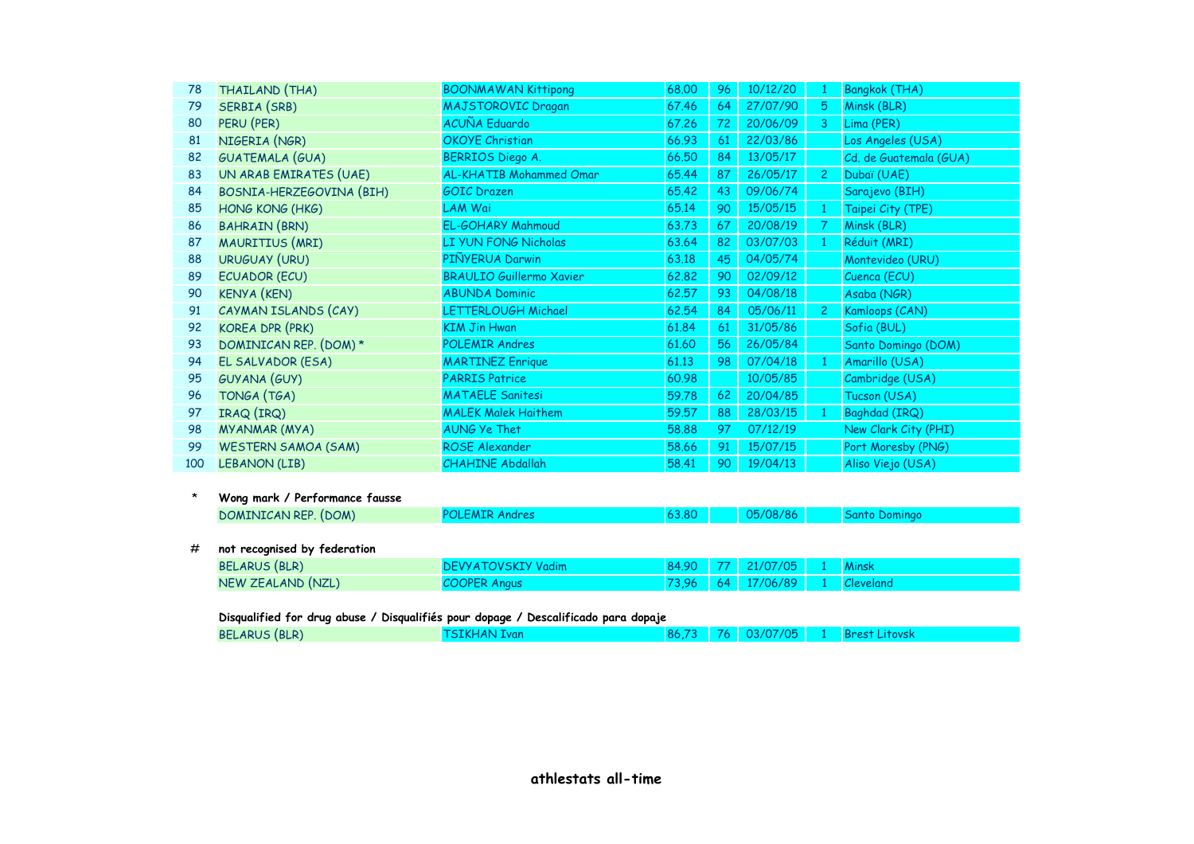| | | | | | | | |
|---|---|---|---|---|---|---|---|
| 78 | THAILAND (THA) | BOONMAWAN Kittipong | 68.00 | 96 | 10/12/20 | 1 | Bangkok (THA) |
| 79 | SERBIA (SRB) | MAJSTOROVIC Dragan | 67.46 | 64 | 27/07/90 | 5 | Minsk (BLR) |
| 80 | PERU (PER) | ACUÑA Eduardo | 67.26 | 72 | 20/06/09 | 3 | Lima (PER) |
| 81 | NIGERIA (NGR) | OKOYE Christian | 66.93 | 61 | 22/03/86 | | Los Angeles (USA) |
| 82 | GUATEMALA (GUA) | BERRIOS Diego A. | 66.50 | 84 | 13/05/17 | | Cd. de Guatemala (GUA) |
| 83 | UN ARAB EMIRATES (UAE) | AL-KHATIB Mohammed Omar | 65.44 | 87 | 26/05/17 | 2 | Dubaï (UAE) |
| 84 | BOSNIA-HERZEGOVINA (BIH) | GOIC Drazen | 65.42 | 43 | 09/06/74 | | Sarajevo (BIH) |
| 85 | HONG KONG (HKG) | LAM Wai | 65.14 | 90 | 15/05/15 | 1 | Taipei City (TPE) |
| 86 | BAHRAIN (BRN) | EL-GOHARY Mahmoud | 63.73 | 67 | 20/08/19 | 7 | Minsk (BLR) |
| 87 | MAURITIUS (MRI) | LI YUN FONG Nicholas | 63.64 | 82 | 03/07/03 | 1 | Réduit (MRI) |
| 88 | URUGUAY (URU) | PIÑYERUA Darwin | 63.18 | 45 | 04/05/74 | | Montevideo (URU) |
| 89 | ECUADOR (ECU) | BRAULIO Guillermo Xavier | 62.82 | 90 | 02/09/12 | | Cuenca (ECU) |
| 90 | KENYA (KEN) | ABUNDA Dominic | 62.57 | 93 | 04/08/18 | | Asaba (NGR) |
| 91 | CAYMAN ISLANDS (CAY) | LETTERLOUGH Michael | 62.54 | 84 | 05/06/11 | 2 | Kamloops (CAN) |
| 92 | KOREA DPR (PRK) | KIM Jin Hwan | 61.84 | 61 | 31/05/86 | | Sofia (BUL) |
| 93 | DOMINICAN REP. (DOM) * | POLEMIR Andres | 61.60 | 56 | 26/05/84 | | Santo Domingo (DOM) |
| 94 | EL SALVADOR (ESA) | MARTINEZ Enrique | 61.13 | 98 | 07/04/18 | 1 | Amarillo (USA) |
| 95 | GUYANA (GUY) | PARRIS Patrice | 60.98 | | 10/05/85 | | Cambridge (USA) |
| 96 | TONGA (TGA) | MATAELE Sanitesi | 59.78 | 62 | 20/04/85 | | Tucson (USA) |
| 97 | IRAQ (IRQ) | MALEK Malek Haithem | 59.57 | 88 | 28/03/15 | 1 | Baghdad (IRQ) |
| 98 | MYANMAR (MYA) | AUNG Ye Thet | 58.88 | 97 | 07/12/19 | | New Clark City (PHI) |
| 99 | WESTERN SAMOA (SAM) | ROSE Alexander | 58.66 | 91 | 15/07/15 | | Port Moresby (PNG) |
| 100 | LEBANON (LIB) | CHAHINE Abdallah | 58.41 | 90 | 19/04/13 | | Aliso Viejo (USA) |

\* **Wong mark / Performance fausse**

| | | | | | | |
|---|---|---|---|---|---|---|
| DOMINICAN REP. (DOM) | POLEMIR Andres | 63.80 | | 05/08/86 | | Santo Domingo |

\# **not recognised by federation**

| | | | | | | |
|---|---|---|---|---|---|---|
| BELARUS (BLR) | DEVYATOVSKIY Vadim | 84.90 | 77 | 21/07/05 | 1 | Minsk |
| NEW ZEALAND (NZL) | COOPER Angus | 73,96 | 64 | 17/06/89 | 1 | Cleveland |

**Disqualified for drug abuse / Disqualifiés pour dopage / Descalificado para dopaje**

| | | | | | | |
|---|---|---|---|---|---|---|
| BELARUS (BLR) | TSIKHAN Ivan | 86,73 | 76 | 03/07/05 | 1 | Brest Litovsk |

**athlestats all-time**